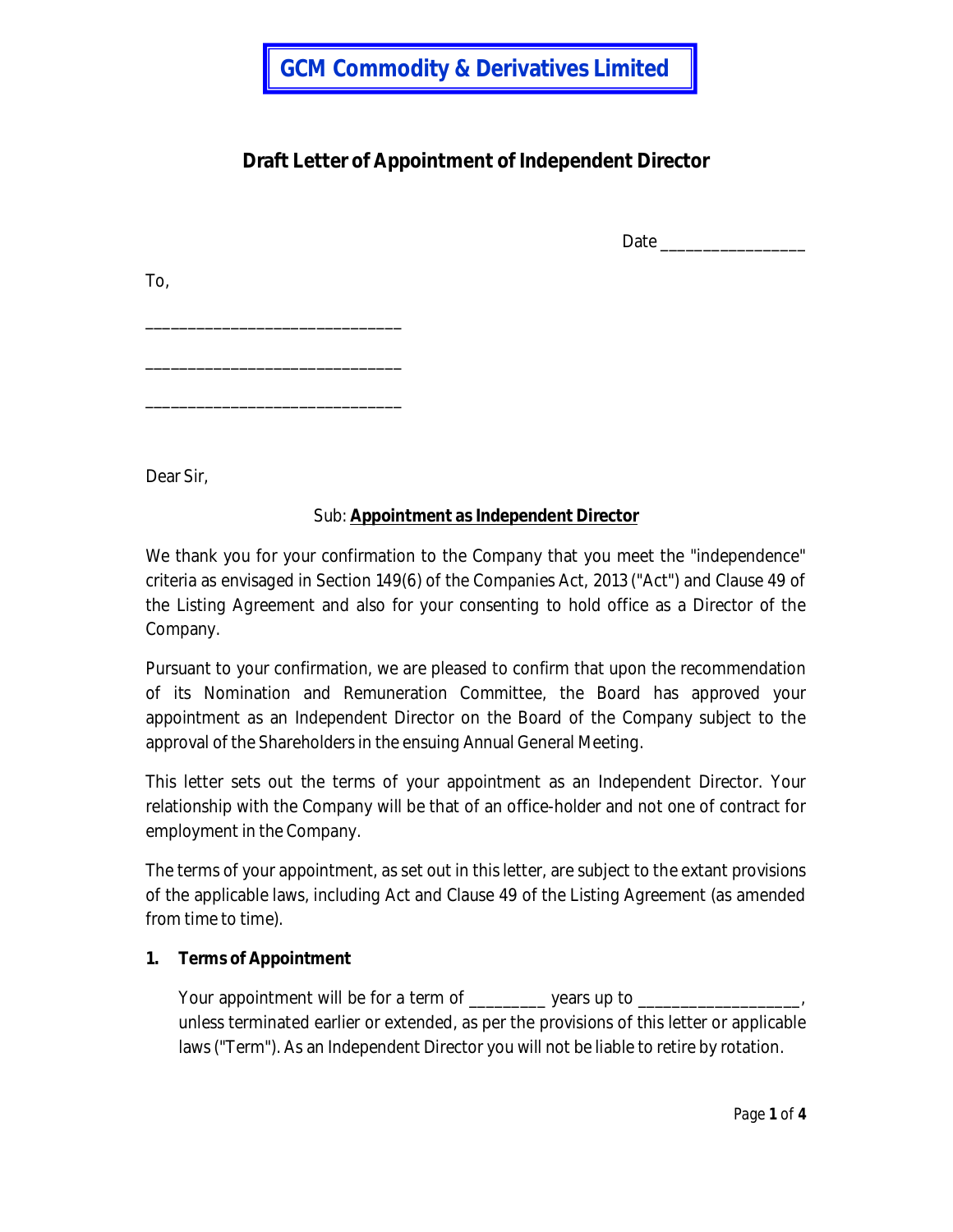# GCM Commodity & Derivatives Limited

## Draft Letter of Appointment of Independent Director

Date _________________

To,

______________________________

______________________________

______________________________

Dear Sir,

Sub: **Appointment as Independent Director**

We thank you for your confirmation to the Company that you meet the "independence" criteria as envisaged in Section 149(6) of the Companies Act, 2013 ("Act") and Clause 49 of the Listing Agreement and also for your consenting to hold office as a Director of the Company.

Pursuant to your confirmation, we are pleased to confirm that upon the recommendation of its Nomination and Remuneration Committee, the Board has approved your appointment as an Independent Director on the Board of the Company subject to the approval of the Shareholders in the ensuing Annual General Meeting.

This letter sets out the terms of your appointment as an Independent Director. Your relationship with the Company will be that of an office-holder and not one of contract for employment in the Company.

The terms of your appointment, as set out in this letter, are subject to the extant provisions of the applicable laws, including Act and Clause 49 of the Listing Agreement (as amended from time to time).

**1. Terms of Appointment**

Your appointment will be for a term of _________ years up to ___________________, unless terminated earlier or extended, as per the provisions of this letter or applicable laws ("Term"). As an Independent Director you will not be liable to retire by rotation.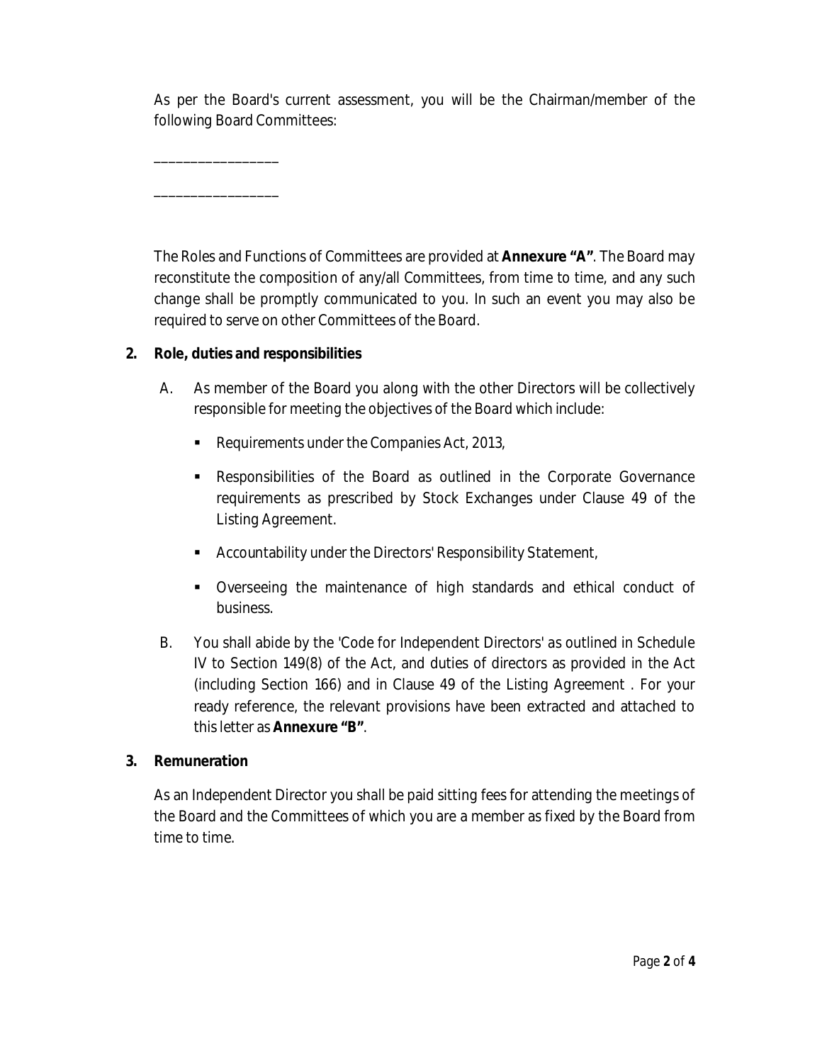As per the Board's current assessment, you will be the Chairman/member of the following Board Committees:

_________________

_________________

The Roles and Functions of Committees are provided at **Annexure "A"**. The Board may reconstitute the composition of any/all Committees, from time to time, and any such change shall be promptly communicated to you. In such an event you may also be required to serve on other Committees of the Board.

**2. Role, duties and responsibilities**

A. As member of the Board you along with the other Directors will be collectively responsible for meeting the objectives of the Board which include:

- Requirements under the Companies Act, 2013,
- Responsibilities of the Board as outlined in the Corporate Governance requirements as prescribed by Stock Exchanges under Clause 49 of the Listing Agreement.
- Accountability under the Directors' Responsibility Statement,
- Overseeing the maintenance of high standards and ethical conduct of business.

B. You shall abide by the 'Code for Independent Directors' as outlined in Schedule IV to Section 149(8) of the Act, and duties of directors as provided in the Act (including Section 166) and in Clause 49 of the Listing Agreement . For your ready reference, the relevant provisions have been extracted and attached to this letter as **Annexure "B"**.

**3. Remuneration**

As an Independent Director you shall be paid sitting fees for attending the meetings of the Board and the Committees of which you are a member as fixed by the Board from time to time.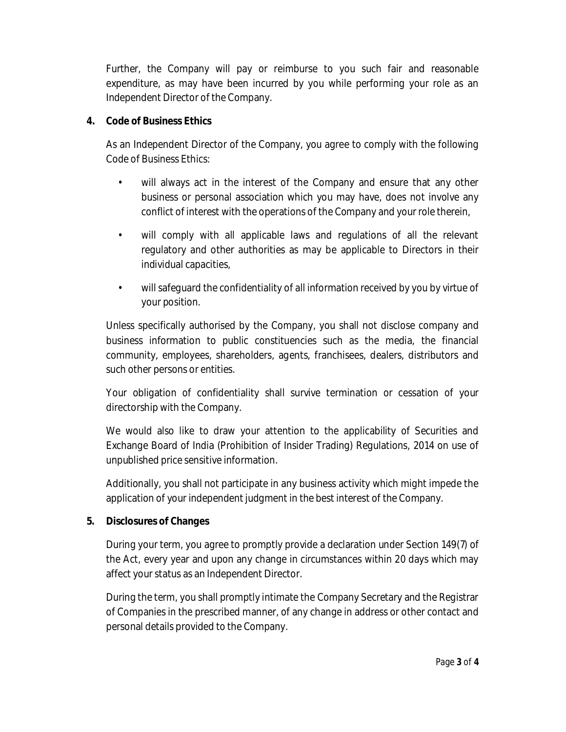Further, the Company will pay or reimburse to you such fair and reasonable expenditure, as may have been incurred by you while performing your role as an Independent Director of the Company.

**4. Code of Business Ethics**

As an Independent Director of the Company, you agree to comply with the following Code of Business Ethics:

- will always act in the interest of the Company and ensure that any other business or personal association which you may have, does not involve any conflict of interest with the operations of the Company and your role therein,
- will comply with all applicable laws and regulations of all the relevant regulatory and other authorities as may be applicable to Directors in their individual capacities,
- will safeguard the confidentiality of all information received by you by virtue of your position.

Unless specifically authorised by the Company, you shall not disclose company and business information to public constituencies such as the media, the financial community, employees, shareholders, agents, franchisees, dealers, distributors and such other persons or entities.

Your obligation of confidentiality shall survive termination or cessation of your directorship with the Company.

We would also like to draw your attention to the applicability of Securities and Exchange Board of India (Prohibition of Insider Trading) Regulations, 2014 on use of unpublished price sensitive information.

Additionally, you shall not participate in any business activity which might impede the application of your independent judgment in the best interest of the Company.

**5. Disclosures of Changes**

During your term, you agree to promptly provide a declaration under Section 149(7) of the Act, every year and upon any change in circumstances within 20 days which may affect your status as an Independent Director.

During the term, you shall promptly intimate the Company Secretary and the Registrar of Companies in the prescribed manner, of any change in address or other contact and personal details provided to the Company.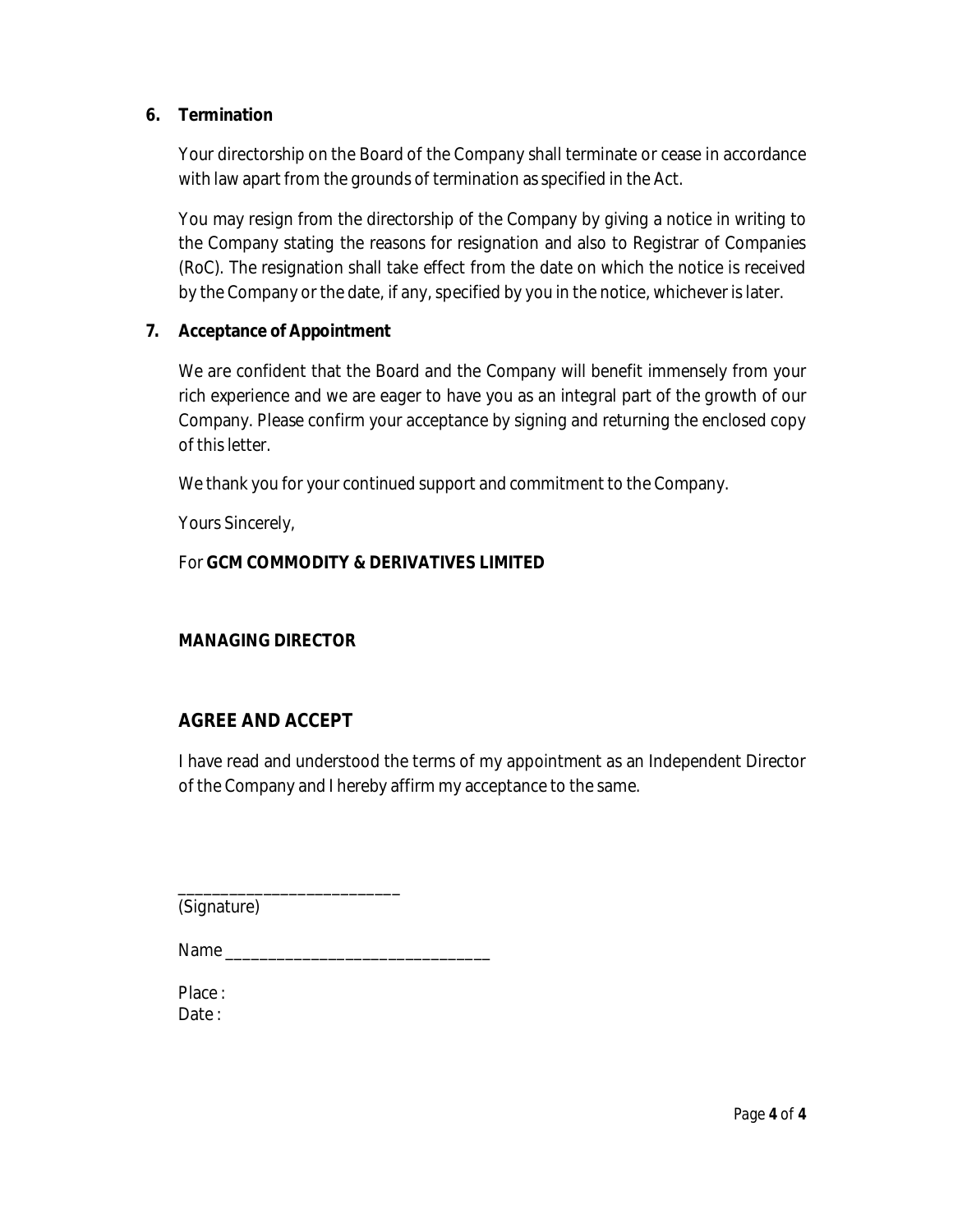**6. Termination**

Your directorship on the Board of the Company shall terminate or cease in accordance with law apart from the grounds of termination as specified in the Act.

You may resign from the directorship of the Company by giving a notice in writing to the Company stating the reasons for resignation and also to Registrar of Companies (RoC). The resignation shall take effect from the date on which the notice is received by the Company or the date, if any, specified by you in the notice, whichever is later.

**7. Acceptance of Appointment**

We are confident that the Board and the Company will benefit immensely from your rich experience and we are eager to have you as an integral part of the growth of our Company. Please confirm your acceptance by signing and returning the enclosed copy of this letter.

We thank you for your continued support and commitment to the Company.

Yours Sincerely,

For **GCM COMMODITY & DERIVATIVES LIMITED**

**MANAGING DIRECTOR**

## AGREE AND ACCEPT

I have read and understood the terms of my appointment as an Independent Director of the Company and I hereby affirm my acceptance to the same.

__________________________
(Signature)

Name ______________________________

Place :
Date :